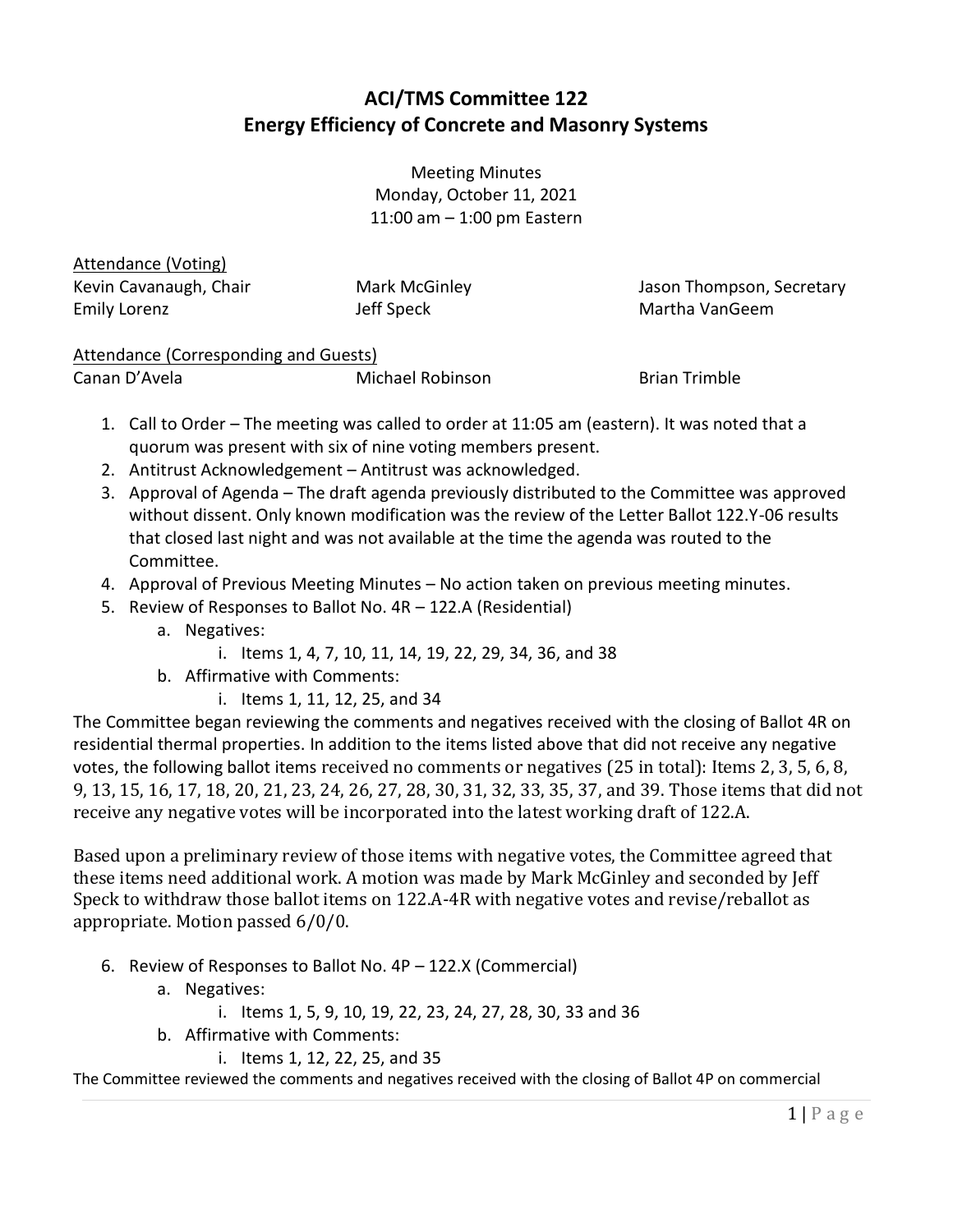# ACI/TMS Committee 122
# Energy Efficiency of Concrete and Masonry Systems

Meeting Minutes
Monday, October 11, 2021
11:00 am – 1:00 pm Eastern

Attendance (Voting)

Kevin Cavanaugh, Chair
Mark McGinley
Jason Thompson, Secretary
Emily Lorenz
Jeff Speck
Martha VanGeem

Attendance (Corresponding and Guests)

Canan D'Avela
Michael Robinson
Brian Trimble

1. Call to Order – The meeting was called to order at 11:05 am (eastern). It was noted that a quorum was present with six of nine voting members present.
2. Antitrust Acknowledgement – Antitrust was acknowledged.
3. Approval of Agenda – The draft agenda previously distributed to the Committee was approved without dissent. Only known modification was the review of the Letter Ballot 122.Y-06 results that closed last night and was not available at the time the agenda was routed to the Committee.
4. Approval of Previous Meeting Minutes – No action taken on previous meeting minutes.
5. Review of Responses to Ballot No. 4R – 122.A (Residential)
   a. Negatives:
      i. Items 1, 4, 7, 10, 11, 14, 19, 22, 29, 34, 36, and 38
   b. Affirmative with Comments:
      i. Items 1, 11, 12, 25, and 34

The Committee began reviewing the comments and negatives received with the closing of Ballot 4R on residential thermal properties. In addition to the items listed above that did not receive any negative votes, the following ballot items received no comments or negatives (25 in total): Items 2, 3, 5, 6, 8, 9, 13, 15, 16, 17, 18, 20, 21, 23, 24, 26, 27, 28, 30, 31, 32, 33, 35, 37, and 39. Those items that did not receive any negative votes will be incorporated into the latest working draft of 122.A.

Based upon a preliminary review of those items with negative votes, the Committee agreed that these items need additional work. A motion was made by Mark McGinley and seconded by Jeff Speck to withdraw those ballot items on 122.A-4R with negative votes and revise/reballot as appropriate. Motion passed 6/0/0.

6. Review of Responses to Ballot No. 4P – 122.X (Commercial)
   a. Negatives:
      i. Items 1, 5, 9, 10, 19, 22, 23, 24, 27, 28, 30, 33 and 36
   b. Affirmative with Comments:
      i. Items 1, 12, 22, 25, and 35

The Committee reviewed the comments and negatives received with the closing of Ballot 4P on commercial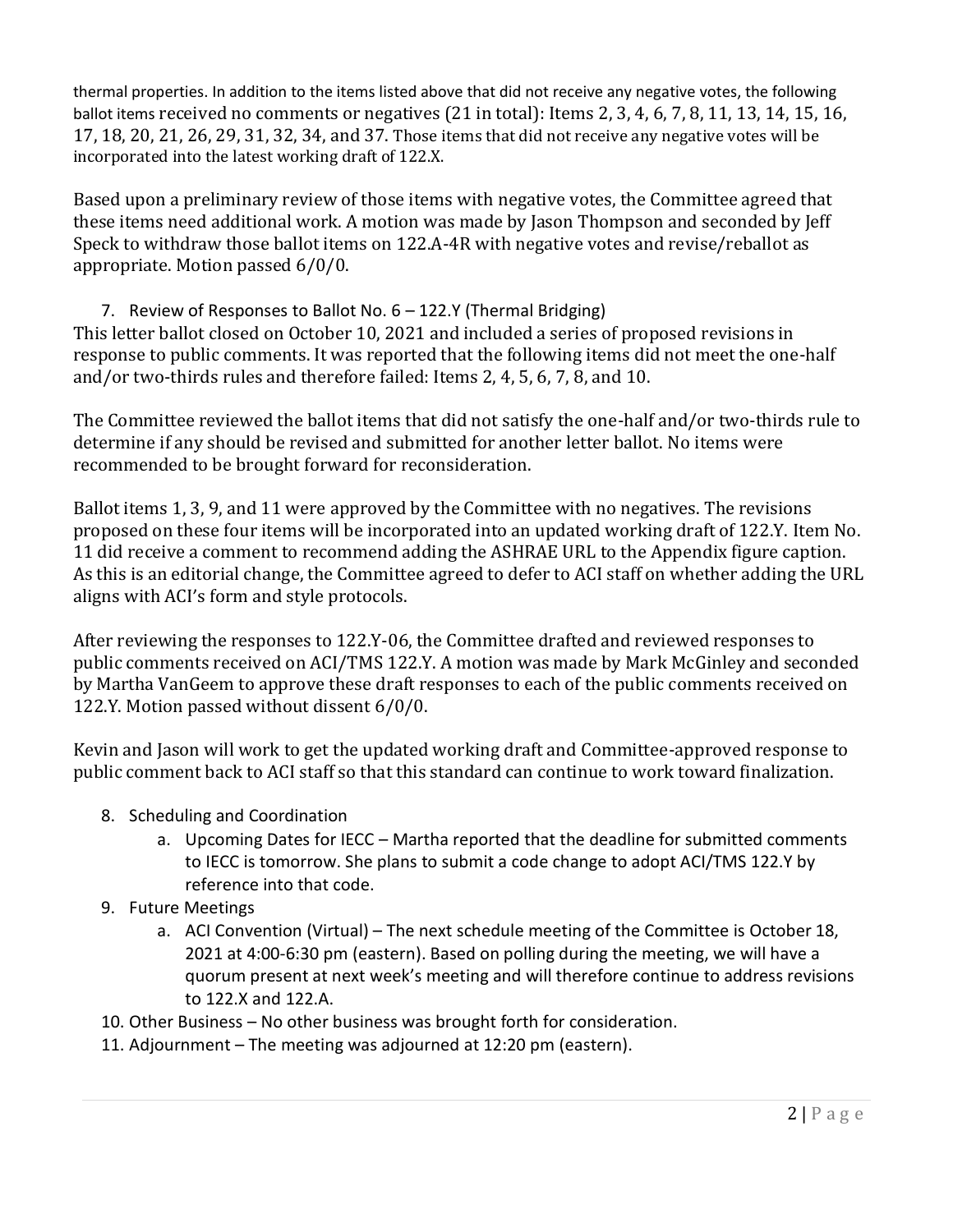thermal properties. In addition to the items listed above that did not receive any negative votes, the following ballot items received no comments or negatives (21 in total): Items 2, 3, 4, 6, 7, 8, 11, 13, 14, 15, 16, 17, 18, 20, 21, 26, 29, 31, 32, 34, and 37. Those items that did not receive any negative votes will be incorporated into the latest working draft of 122.X.

Based upon a preliminary review of those items with negative votes, the Committee agreed that these items need additional work. A motion was made by Jason Thompson and seconded by Jeff Speck to withdraw those ballot items on 122.A-4R with negative votes and revise/reballot as appropriate. Motion passed 6/0/0.

7. Review of Responses to Ballot No. 6 – 122.Y (Thermal Bridging)

This letter ballot closed on October 10, 2021 and included a series of proposed revisions in response to public comments. It was reported that the following items did not meet the one-half and/or two-thirds rules and therefore failed: Items 2, 4, 5, 6, 7, 8, and 10.

The Committee reviewed the ballot items that did not satisfy the one-half and/or two-thirds rule to determine if any should be revised and submitted for another letter ballot. No items were recommended to be brought forward for reconsideration.

Ballot items 1, 3, 9, and 11 were approved by the Committee with no negatives. The revisions proposed on these four items will be incorporated into an updated working draft of 122.Y. Item No. 11 did receive a comment to recommend adding the ASHRAE URL to the Appendix figure caption. As this is an editorial change, the Committee agreed to defer to ACI staff on whether adding the URL aligns with ACI's form and style protocols.

After reviewing the responses to 122.Y-06, the Committee drafted and reviewed responses to public comments received on ACI/TMS 122.Y. A motion was made by Mark McGinley and seconded by Martha VanGeem to approve these draft responses to each of the public comments received on 122.Y. Motion passed without dissent 6/0/0.

Kevin and Jason will work to get the updated working draft and Committee-approved response to public comment back to ACI staff so that this standard can continue to work toward finalization.

8. Scheduling and Coordination
   a. Upcoming Dates for IECC – Martha reported that the deadline for submitted comments to IECC is tomorrow. She plans to submit a code change to adopt ACI/TMS 122.Y by reference into that code.
9. Future Meetings
   a. ACI Convention (Virtual) – The next schedule meeting of the Committee is October 18, 2021 at 4:00-6:30 pm (eastern). Based on polling during the meeting, we will have a quorum present at next week's meeting and will therefore continue to address revisions to 122.X and 122.A.
10. Other Business – No other business was brought forth for consideration.
11. Adjournment – The meeting was adjourned at 12:20 pm (eastern).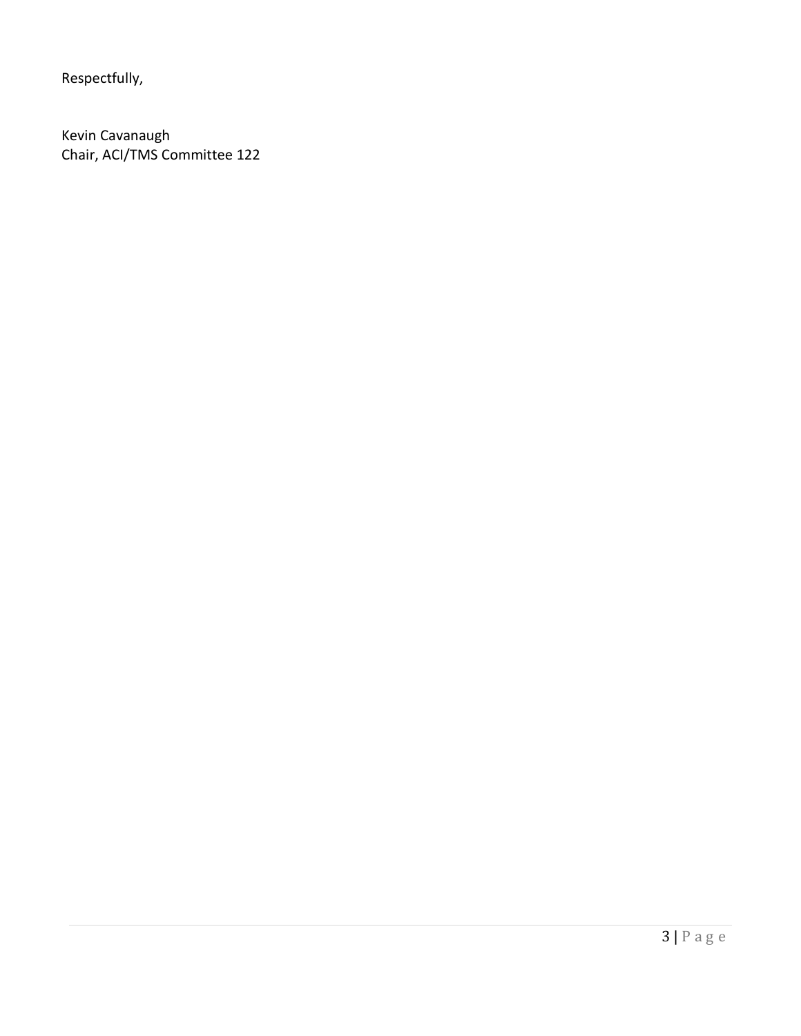Respectfully,

Kevin Cavanaugh
Chair, ACI/TMS Committee 122